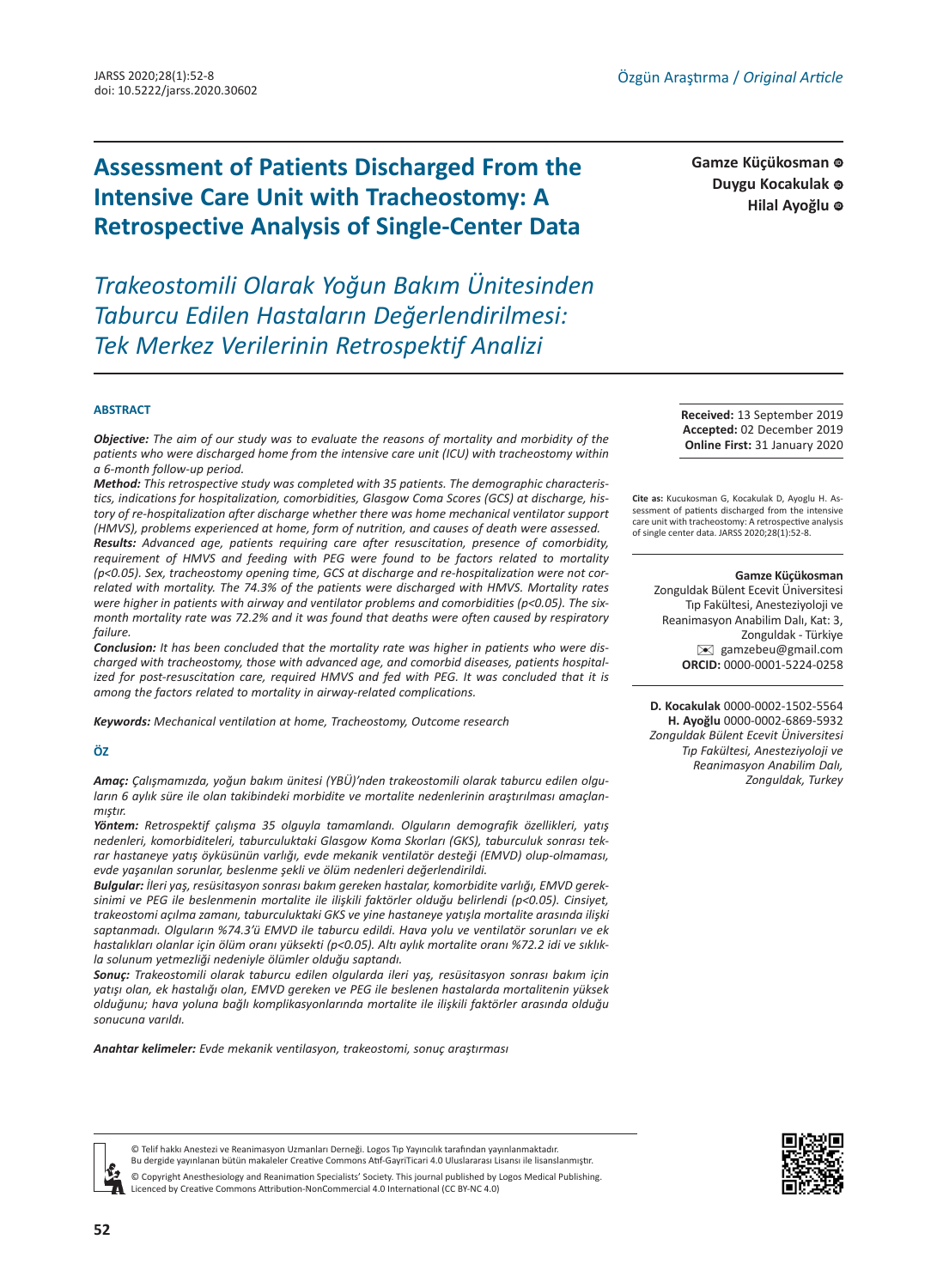Özgün Araştırma / *Original Article*

# Assessment of Patients Discharged From the Intensive Care Unit with Tracheostomy: A Retrospective Analysis of Single-Center Data

# *Trakeostomili Olarak Yoğun Bakım Ünitesinden Taburcu Edilen Hastaların Değerlendirilmesi: Tek Merkez Verilerinin Retrospektif Analizi*

**Gamze Küçükosman**
**Duygu Kocakulak**
**Hilal Ayoğlu**

**Received:** 13 September 2019
**Accepted:** 02 December 2019
**Online First:** 31 January 2020

**Cite as:** Kucukosman G, Kocakulak D, Ayoglu H. Assessment of patients discharged from the intensive care unit with tracheostomy: A retrospective analysis of single center data. JARSS 2020;28(1):52-8.

**Gamze Küçükosman**
Zonguldak Bülent Ecevit Üniversitesi Tıp Fakültesi, Anesteziyoloji ve Reanimasyon Anabilim Dalı, Kat: 3, Zonguldak - Türkiye
✉ gamzebeu@gmail.com
**ORCID:** 0000-0001-5224-0258

**D. Kocakulak** 0000-0002-1502-5564
**H. Ayoğlu** 0000-0002-6869-5932
*Zonguldak Bülent Ecevit Üniversitesi Tıp Fakültesi, Anesteziyoloji ve Reanimasyon Anabilim Dalı, Zonguldak, Turkey*

## ABSTRACT

***Objective:*** *The aim of our study was to evaluate the reasons of mortality and morbidity of the patients who were discharged home from the intensive care unit (ICU) with tracheostomy within a 6-month follow-up period.*

***Method:*** *This retrospective study was completed with 35 patients. The demographic characteristics, indications for hospitalization, comorbidities, Glasgow Coma Scores (GCS) at discharge, history of re-hospitalization after discharge whether there was home mechanical ventilator support (HMVS), problems experienced at home, form of nutrition, and causes of death were assessed.*

***Results:*** *Advanced age, patients requiring care after resuscitation, presence of comorbidity, requirement of HMVS and feeding with PEG were found to be factors related to mortality (p<0.05). Sex, tracheostomy opening time, GCS at discharge and re-hospitalization were not correlated with mortality. The 74.3% of the patients were discharged with HMVS. Mortality rates were higher in patients with airway and ventilator problems and comorbidities (p<0.05). The six-month mortality rate was 72.2% and it was found that deaths were often caused by respiratory failure.*

***Conclusion:*** *It has been concluded that the mortality rate was higher in patients who were discharged with tracheostomy, those with advanced age, and comorbid diseases, patients hospitalized for post-resuscitation care, required HMVD and fed with PEG. It was concluded that it is among the factors related to mortality in airway-related complications.*

***Keywords:*** *Mechanical ventilation at home, Tracheostomy, Outcome research*

## ÖZ

***Amaç:*** *Çalışmamızda, yoğun bakım ünitesi (YBÜ)'nden trakeostomili olarak taburcu edilen olguların 6 aylık süre ile olan takibindeki morbidite ve mortalite nedenlerinin araştırılması amaçlanmıştır.*

***Yöntem:*** *Retrospektif çalışma 35 olguyla tamamlandı. Olguların demografik özellikleri, yatış nedenleri, komorbiditeleri, taburculuktaki Glasgow Koma Skorları (GKS), taburculuk sonrası tekrar hastaneye yatış öyküsünün varlığı, evde mekanik ventilatör desteği (EMVD) olup-olmaması, evde yaşanılan sorunlar, beslenme şekli ve ölüm nedenleri değerlendirildi.*

***Bulgular:*** *İleri yaş, resüsitasyon sonrası bakım gereken hastalar, komorbidite varlığı, EMVD gereksinimi ve PEG ile beslenmenin mortalite ile ilişkili faktörler olduğu belirlendi (p<0.05). Cinsiyet, trakeostomi açılma zamanı, taburculuktaki GKS ve yine hastaneye yatışla mortalite arasında ilişki saptanmadı. Olguların %74.3'ü EMVD ile taburcu edildi. Hava yolu ve ventilatör sorunları ve ek hastalıkları olanlar için ölüm oranı yüksekti (p<0.05). Altı aylık mortalite oranı %72.2 idi ve sıklıkla solunum yetmezliği nedeniyle ölümler olduğu saptandı.*

***Sonuç:*** *Trakeostomili olarak taburcu edilen olgularda ileri yaş, resüsitasyon sonrası bakım için yatışı olan, ek hastalığı olan, EMVD gereken ve PEG ile beslenen hastalarda mortalitenin yüksek olduğunu; hava yoluna bağlı komplikasyonlarında mortalite ile ilişkili faktörler arasında olduğu sonucuna varıldı.*

***Anahtar kelimeler:*** *Evde mekanik ventilasyon, trakeostomi, sonuç araştırması*

© Telif hakkı Anestezi ve Reanimasyon Uzmanları Derneği. Logos Tıp Yayıncılık tarafından yayınlanmaktadır.
Bu dergide yayınlanan bütün makaleler Creative Commons Atıf-GayriTicari 4.0 Uluslararası Lisansı ile lisanslanmıştır.
© Copyright Anesthesiology and Reanimation Specialists' Society. This journal published by Logos Medical Publishing.
Licenced by Creative Commons Attribution-NonCommercial 4.0 International (CC BY-NC 4.0)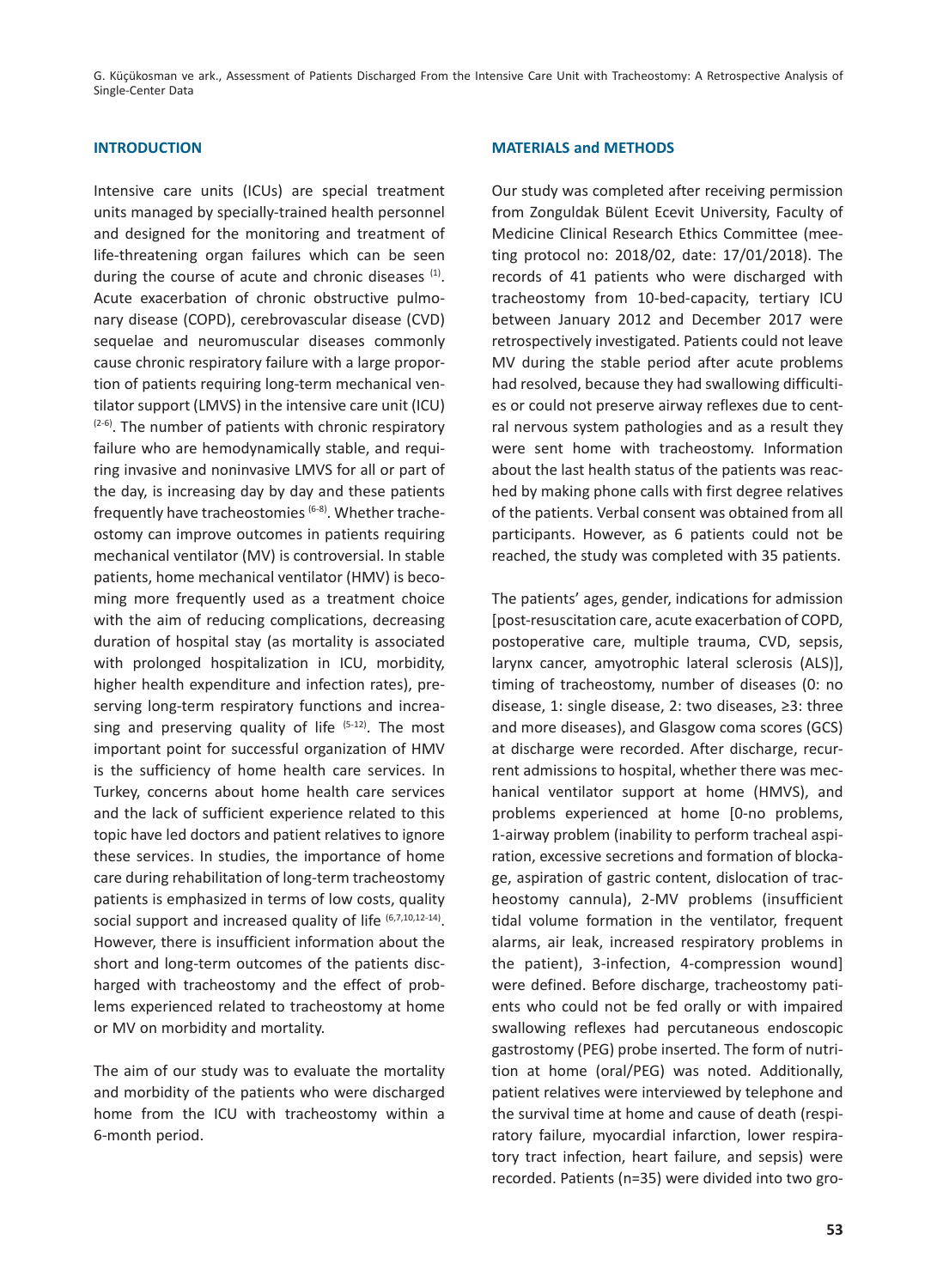## INTRODUCTION

Intensive care units (ICUs) are special treatment units managed by specially-trained health personnel and designed for the monitoring and treatment of life-threatening organ failures which can be seen during the course of acute and chronic diseases [1]. Acute exacerbation of chronic obstructive pulmonary disease (COPD), cerebrovascular disease (CVD) sequelae and neuromuscular diseases commonly cause chronic respiratory failure with a large proportion of patients requiring long-term mechanical ventilator support (LMVS) in the intensive care unit (ICU) [2-6]. The number of patients with chronic respiratory failure who are hemodynamically stable, and requiring invasive and noninvasive LMVS for all or part of the day, is increasing day by day and these patients frequently have tracheostomies [6-8]. Whether tracheostomy can improve outcomes in patients requiring mechanical ventilator (MV) is controversial. In stable patients, home mechanical ventilator (HMV) is becoming more frequently used as a treatment choice with the aim of reducing complications, decreasing duration of hospital stay (as mortality is associated with prolonged hospitalization in ICU, morbidity, higher health expenditure and infection rates), preserving long-term respiratory functions and increasing and preserving quality of life [5-12]. The most important point for successful organization of HMV is the sufficiency of home health care services. In Turkey, concerns about home health care services and the lack of sufficient experience related to this topic have led doctors and patient relatives to ignore these services. In studies, the importance of home care during rehabilitation of long-term tracheostomy patients is emphasized in terms of low costs, quality social support and increased quality of life [6,7,10,12-14]. However, there is insufficient information about the short and long-term outcomes of the patients discharged with tracheostomy and the effect of problems experienced related to tracheostomy at home or MV on morbidity and mortality.

The aim of our study was to evaluate the mortality and morbidity of the patients who were discharged home from the ICU with tracheostomy within a 6-month period.

## MATERIALS and METHODS

Our study was completed after receiving permission from Zonguldak Bülent Ecevit University, Faculty of Medicine Clinical Research Ethics Committee (meeting protocol no: 2018/02, date: 17/01/2018). The records of 41 patients who were discharged with tracheostomy from 10-bed-capacity, tertiary ICU between January 2012 and December 2017 were retrospectively investigated. Patients could not leave MV during the stable period after acute problems had resolved, because they had swallowing difficulties or could not preserve airway reflexes due to central nervous system pathologies and as a result they were sent home with tracheostomy. Information about the last health status of the patients was reached by making phone calls with first degree relatives of the patients. Verbal consent was obtained from all participants. However, as 6 patients could not be reached, the study was completed with 35 patients.

The patients' ages, gender, indications for admission [post-resuscitation care, acute exacerbation of COPD, postoperative care, multiple trauma, CVD, sepsis, larynx cancer, amyotrophic lateral sclerosis (ALS)], timing of tracheostomy, number of diseases (0: no disease, 1: single disease, 2: two diseases, ≥3: three and more diseases), and Glasgow coma scores (GCS) at discharge were recorded. After discharge, recurrent admissions to hospital, whether there was mechanical ventilator support at home (HMVS), and problems experienced at home [0-no problems, 1-airway problem (inability to perform tracheal aspiration, excessive secretions and formation of blockage, aspiration of gastric content, dislocation of tracheostomy cannula), 2-MV problems (insufficient tidal volume formation in the ventilator, frequent alarms, air leak, increased respiratory problems in the patient), 3-infection, 4-compression wound] were defined. Before discharge, tracheostomy patients who could not be fed orally or with impaired swallowing reflexes had percutaneous endoscopic gastrostomy (PEG) probe inserted. The form of nutrition at home (oral/PEG) was noted. Additionally, patient relatives were interviewed by telephone and the survival time at home and cause of death (respiratory failure, myocardial infarction, lower respiratory tract infection, heart failure, and sepsis) were recorded. Patients (n=35) were divided into two gro-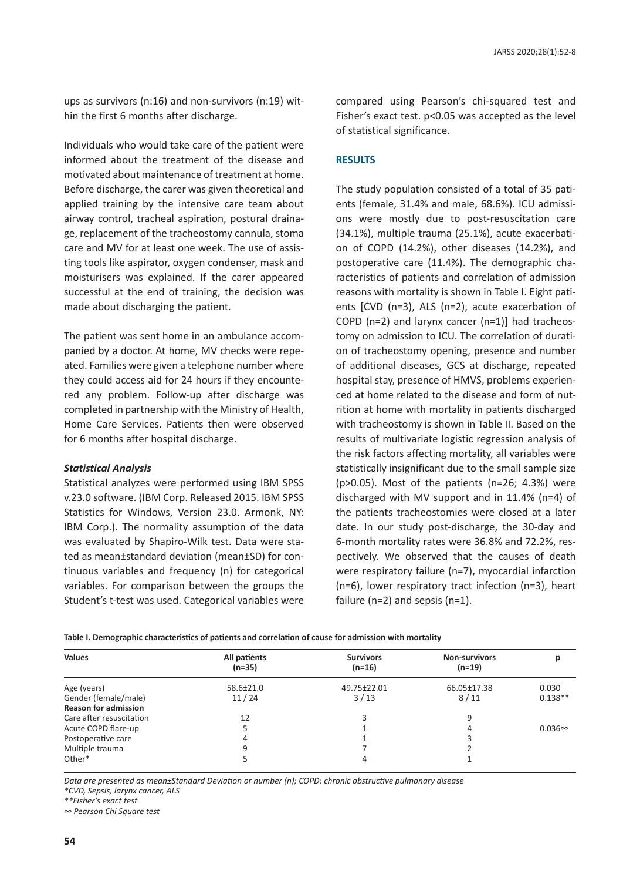ups as survivors (n:16) and non-survivors (n:19) within the first 6 months after discharge.

Individuals who would take care of the patient were informed about the treatment of the disease and motivated about maintenance of treatment at home. Before discharge, the carer was given theoretical and applied training by the intensive care team about airway control, tracheal aspiration, postural drainage, replacement of the tracheostomy cannula, stoma care and MV for at least one week. The use of assisting tools like aspirator, oxygen condenser, mask and moisturisers was explained. If the carer appeared successful at the end of training, the decision was made about discharging the patient.

The patient was sent home in an ambulance accompanied by a doctor. At home, MV checks were repeated. Families were given a telephone number where they could access aid for 24 hours if they encountered any problem. Follow-up after discharge was completed in partnership with the Ministry of Health, Home Care Services. Patients then were observed for 6 months after hospital discharge.

### *Statistical Analysis*

Statistical analyzes were performed using IBM SPSS v.23.0 software. (IBM Corp. Released 2015. IBM SPSS Statistics for Windows, Version 23.0. Armonk, NY: IBM Corp.). The normality assumption of the data was evaluated by Shapiro-Wilk test. Data were stated as mean±standard deviation (mean±SD) for continuous variables and frequency (n) for categorical variables. For comparison between the groups the Student's t-test was used. Categorical variables were compared using Pearson's chi-squared test and Fisher's exact test. $p<0.05$ was accepted as the level of statistical significance.

## RESULTS

The study population consisted of a total of 35 patients (female, 31.4% and male, 68.6%). ICU admissions were mostly due to post-resuscitation care (34.1%), multiple trauma (25.1%), acute exacerbation of COPD (14.2%), other diseases (14.2%), and postoperative care (11.4%). The demographic characteristics of patients and correlation of admission reasons with mortality is shown in Table I. Eight patients [CVD (n=3), ALS (n=2), acute exacerbation of COPD (n=2) and larynx cancer (n=1)] had tracheostomy on admission to ICU. The correlation of duration of tracheostomy opening, presence and number of additional diseases, GCS at discharge, repeated hospital stay, presence of HMVS, problems experienced at home related to the disease and form of nutrition at home with mortality in patients discharged with tracheostomy is shown in Table II. Based on the results of multivariate logistic regression analysis of the risk factors affecting mortality, all variables were statistically insignificant due to the small sample size ($p>0.05$). Most of the patients (n=26; 4.3%) were discharged with MV support and in 11.4% (n=4) of the patients tracheostomies were closed at a later date. In our study post-discharge, the 30-day and 6-month mortality rates were 36.8% and 72.2%, respectively. We observed that the causes of death were respiratory failure (n=7), myocardial infarction (n=6), lower respiratory tract infection (n=3), heart failure (n=2) and sepsis (n=1).

**Table I. Demographic characteristics of patients and correlation of cause for admission with mortality**

| Values | All patients (n=35) | Survivors (n=16) | Non-survivors (n=19) | p |
|---|---|---|---|---|
| Age (years) | 58.6±21.0 | 49.75±22.01 | 66.05±17.38 | 0.030 |
| Gender (female/male) | 11 / 24 | 3 / 13 | 8 / 11 | 0.138** |
| **Reason for admission** | | | | |
| Care after resuscitation | 12 | 3 | 9 | |
| Acute COPD flare-up | 5 | 1 | 4 | 0.036∞ |
| Postoperative care | 4 | 1 | 3 | |
| Multiple trauma | 9 | 7 | 2 | |
| Other* | 5 | 4 | 1 | |

*Data are presented as mean±Standard Deviation or number (n); COPD: chronic obstructive pulmonary disease*
*\*CVD, Sepsis, larynx cancer, ALS*
*\*\*Fisher's exact test*
*∞ Pearson Chi Square test*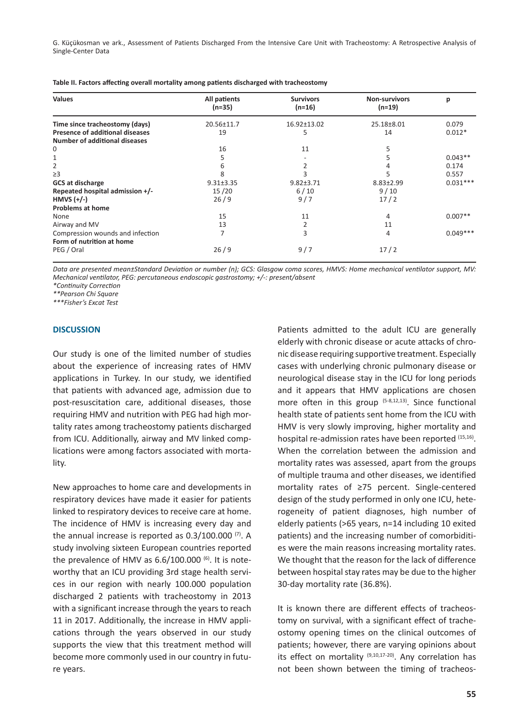**Table II. Factors affecting overall mortality among patients discharged with tracheostomy**

| Values | All patients (n=35) | Survivors (n=16) | Non-survivors (n=19) | p |
|---|---|---|---|---|
| **Time since tracheostomy (days)** | 20.56±11.7 | 16.92±13.02 | 25.18±8.01 | 0.079 |
| **Presence of additional diseases** | 19 | 5 | 14 | 0.012* |
| **Number of additional diseases** | | | | |
| 0 | 16 | 11 | 5 | |
| 1 | 5 | - | 5 | 0.043** |
| 2 | 6 | 2 | 4 | 0.174 |
| ≥3 | 8 | 3 | 5 | 0.557 |
| **GCS at discharge** | 9.31±3.35 | 9.82±3.71 | 8.83±2.99 | 0.031*** |
| **Repeated hospital admission +/-** | 15 /20 | 6 / 10 | 9 / 10 | |
| **HMVS (+/-)** | 26 / 9 | 9 / 7 | 17 / 2 | |
| **Problems at home** | | | | |
| None | 15 | 11 | 4 | 0.007** |
| Airway and MV | 13 | 2 | 11 | |
| Compression wounds and infection | 7 | 3 | 4 | 0.049*** |
| **Form of nutrition at home** | | | | |
| PEG / Oral | 26 / 9 | 9 / 7 | 17 / 2 | |

*Data are presented mean±Standard Deviation or number (n); GCS: Glasgow coma scores, HMVS: Home mechanical ventilator support, MV: Mechanical ventilator, PEG: percutaneous endoscopic gastrostomy; +/-: present/absent*

*\*Continuity Correction*

*\*\*Pearson Chi Square*

*\*\*\*Fisher's Excat Test*

## DISCUSSION

Our study is one of the limited number of studies about the experience of increasing rates of HMV applications in Turkey. In our study, we identified that patients with advanced age, admission due to post-resuscitation care, additional diseases, those requiring HMV and nutrition with PEG had high mortality rates among tracheostomy patients discharged from ICU. Additionally, airway and MV linked complications were among factors associated with mortality.

New approaches to home care and developments in respiratory devices have made it easier for patients linked to respiratory devices to receive care at home. The incidence of HMV is increasing every day and the annual increase is reported as 0.3/100.000 [7]. A study involving sixteen European countries reported the prevalence of HMV as 6.6/100.000 [6]. It is noteworthy that an ICU providing 3rd stage health services in our region with nearly 100.000 population discharged 2 patients with tracheostomy in 2013 with a significant increase through the years to reach 11 in 2017. Additionally, the increase in HMV applications through the years observed in our study supports the view that this treatment method will become more commonly used in our country in future years.

Patients admitted to the adult ICU are generally elderly with chronic disease or acute attacks of chronic disease requiring supportive treatment. Especially cases with underlying chronic pulmonary disease or neurological disease stay in the ICU for long periods and it appears that HMV applications are chosen more often in this group [5-8,12,13]. Since functional health state of patients sent home from the ICU with HMV is very slowly improving, higher mortality and hospital re-admission rates have been reported [15,16]. When the correlation between the admission and mortality rates was assessed, apart from the groups of multiple trauma and other diseases, we identified mortality rates of ≥75 percent. Single-centered design of the study performed in only one ICU, heterogeneity of patient diagnoses, high number of elderly patients (>65 years, n=14 including 10 exited patients) and the increasing number of comorbidities were the main reasons increasing mortality rates. We thought that the reason for the lack of difference between hospital stay rates may be due to the higher 30-day mortality rate (36.8%).

It is known there are different effects of tracheostomy on survival, with a significant effect of tracheostomy opening times on the clinical outcomes of patients; however, there are varying opinions about its effect on mortality [9,10,17-20]. Any correlation has not been shown between the timing of tracheos-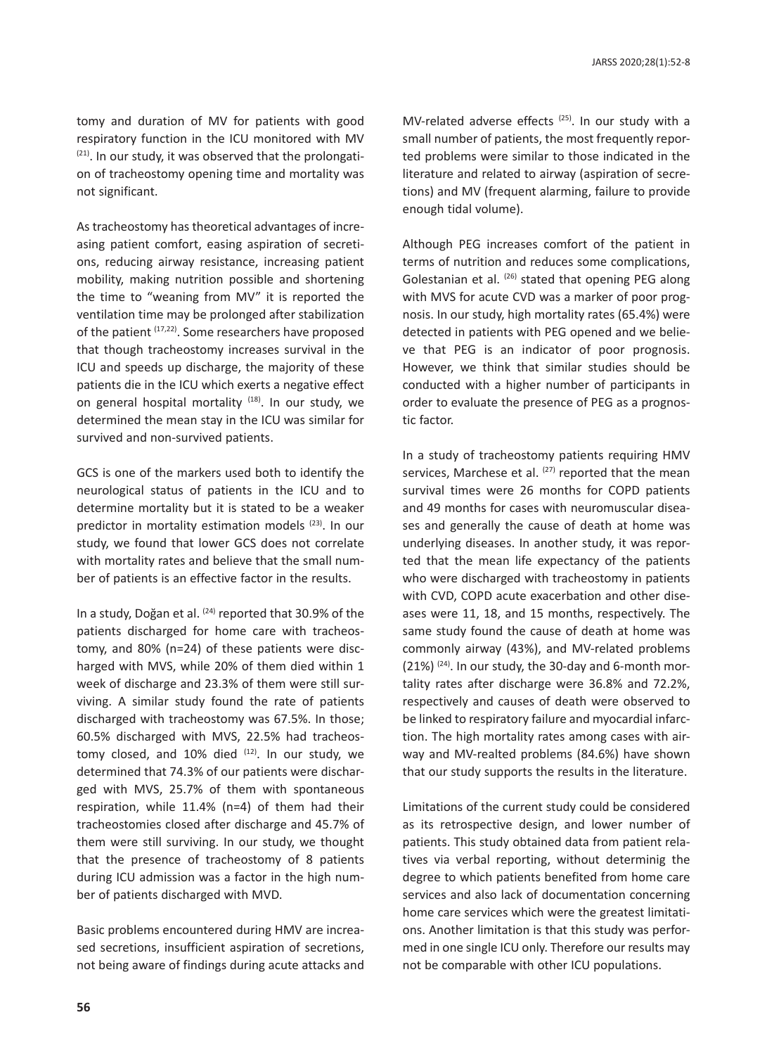tomy and duration of MV for patients with good respiratory function in the ICU monitored with MV [21]. In our study, it was observed that the prolongation of tracheostomy opening time and mortality was not significant.

As tracheostomy has theoretical advantages of increasing patient comfort, easing aspiration of secretions, reducing airway resistance, increasing patient mobility, making nutrition possible and shortening the time to "weaning from MV" it is reported the ventilation time may be prolonged after stabilization of the patient [17,22]. Some researchers have proposed that though tracheostomy increases survival in the ICU and speeds up discharge, the majority of these patients die in the ICU which exerts a negative effect on general hospital mortality [18]. In our study, we determined the mean stay in the ICU was similar for survived and non-survived patients.

GCS is one of the markers used both to identify the neurological status of patients in the ICU and to determine mortality but it is stated to be a weaker predictor in mortality estimation models [23]. In our study, we found that lower GCS does not correlate with mortality rates and believe that the small number of patients is an effective factor in the results.

In a study, Doğan et al. [24] reported that 30.9% of the patients discharged for home care with tracheostomy, and 80% (n=24) of these patients were discharged with MVS, while 20% of them died within 1 week of discharge and 23.3% of them were still surviving. A similar study found the rate of patients discharged with tracheostomy was 67.5%. In those; 60.5% discharged with MVS, 22.5% had tracheostomy closed, and 10% died [12]. In our study, we determined that 74.3% of our patients were discharged with MVS, 25.7% of them with spontaneous respiration, while 11.4% (n=4) of them had their tracheostomies closed after discharge and 45.7% of them were still surviving. In our study, we thought that the presence of tracheostomy of 8 patients during ICU admission was a factor in the high number of patients discharged with MVD.

Basic problems encountered during HMV are increased secretions, insufficient aspiration of secretions, not being aware of findings during acute attacks and MV-related adverse effects [25]. In our study with a small number of patients, the most frequently reported problems were similar to those indicated in the literature and related to airway (aspiration of secretions) and MV (frequent alarming, failure to provide enough tidal volume).

Although PEG increases comfort of the patient in terms of nutrition and reduces some complications, Golestanian et al. [26] stated that opening PEG along with MVS for acute CVD was a marker of poor prognosis. In our study, high mortality rates (65.4%) were detected in patients with PEG opened and we believe that PEG is an indicator of poor prognosis. However, we think that similar studies should be conducted with a higher number of participants in order to evaluate the presence of PEG as a prognostic factor.

In a study of tracheostomy patients requiring HMV services, Marchese et al. [27] reported that the mean survival times were 26 months for COPD patients and 49 months for cases with neuromuscular diseases and generally the cause of death at home was underlying diseases. In another study, it was reported that the mean life expectancy of the patients who were discharged with tracheostomy in patients with CVD, COPD acute exacerbation and other diseases were 11, 18, and 15 months, respectively. The same study found the cause of death at home was commonly airway (43%), and MV-related problems (21%) [24]. In our study, the 30-day and 6-month mortality rates after discharge were 36.8% and 72.2%, respectively and causes of death were observed to be linked to respiratory failure and myocardial infarction. The high mortality rates among cases with airway and MV-realted problems (84.6%) have shown that our study supports the results in the literature.

Limitations of the current study could be considered as its retrospective design, and lower number of patients. This study obtained data from patient relatives via verbal reporting, without determinig the degree to which patients benefited from home care services and also lack of documentation concerning home care services which were the greatest limitations. Another limitation is that this study was performed in one single ICU only. Therefore our results may not be comparable with other ICU populations.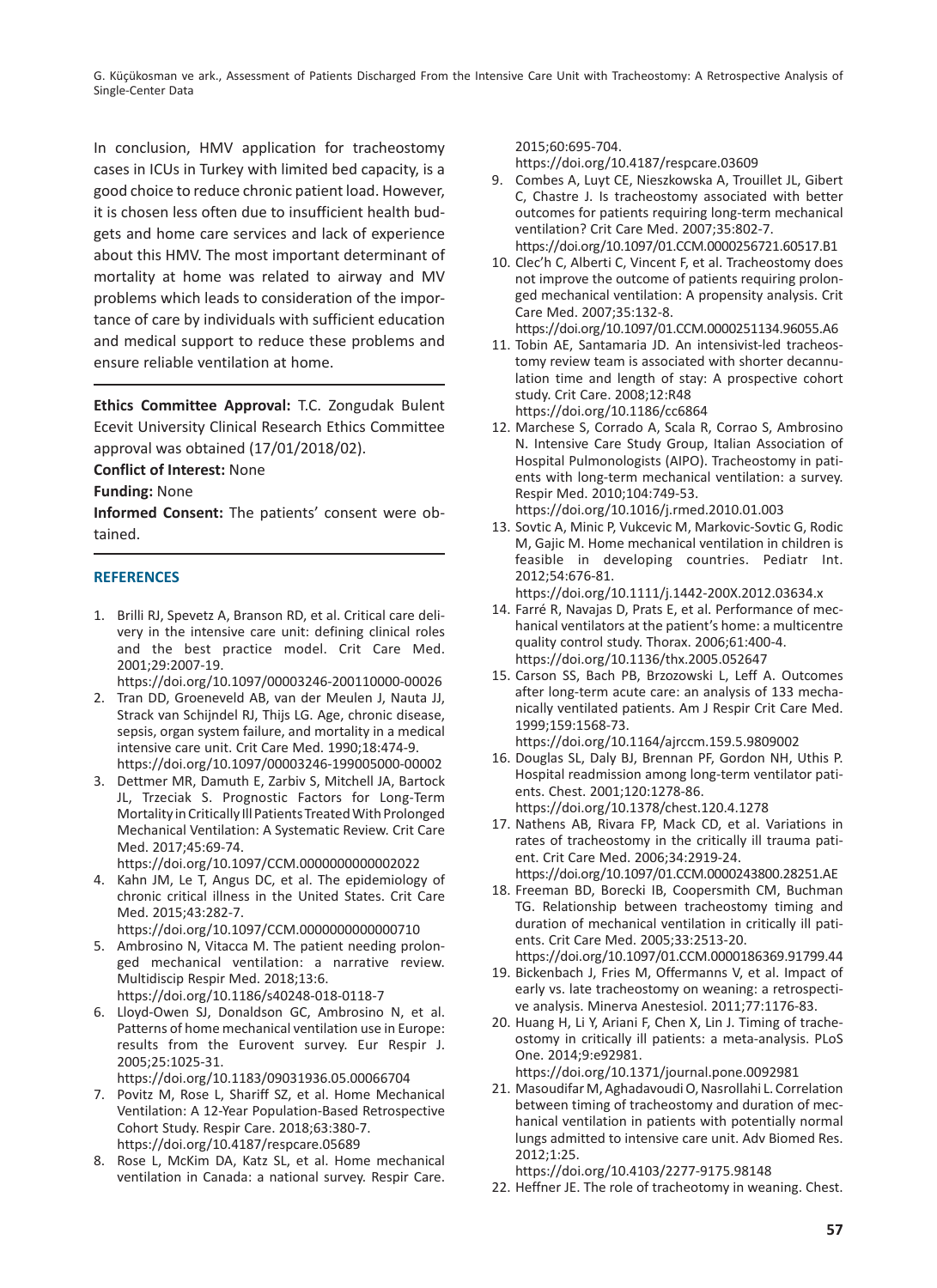In conclusion, HMV application for tracheostomy cases in ICUs in Turkey with limited bed capacity, is a good choice to reduce chronic patient load. However, it is chosen less often due to insufficient health budgets and home care services and lack of experience about this HMV. The most important determinant of mortality at home was related to airway and MV problems which leads to consideration of the importance of care by individuals with sufficient education and medical support to reduce these problems and ensure reliable ventilation at home.

**Ethics Committee Approval:** T.C. Zongudak Bulent Ecevit University Clinical Research Ethics Committee approval was obtained (17/01/2018/02).

**Conflict of Interest:** None

**Funding:** None

**Informed Consent:** The patients' consent were obtained.

## REFERENCES

1. Brilli RJ, Spevetz A, Branson RD, et al. Critical care delivery in the intensive care unit: defining clinical roles and the best practice model. Crit Care Med. 2001;29:2007-19. https://doi.org/10.1097/00003246-200110000-00026
2. Tran DD, Groeneveld AB, van der Meulen J, Nauta JJ, Strack van Schijndel RJ, Thijs LG. Age, chronic disease, sepsis, organ system failure, and mortality in a medical intensive care unit. Crit Care Med. 1990;18:474-9. https://doi.org/10.1097/00003246-199005000-00002
3. Dettmer MR, Damuth E, Zarbiv S, Mitchell JA, Bartock JL, Trzeciak S. Prognostic Factors for Long-Term Mortality in Critically Ill Patients Treated With Prolonged Mechanical Ventilation: A Systematic Review. Crit Care Med. 2017;45:69-74. https://doi.org/10.1097/CCM.0000000000002022
4. Kahn JM, Le T, Angus DC, et al. The epidemiology of chronic critical illness in the United States. Crit Care Med. 2015;43:282-7. https://doi.org/10.1097/CCM.0000000000000710
5. Ambrosino N, Vitacca M. The patient needing prolonged mechanical ventilation: a narrative review. Multidiscip Respir Med. 2018;13:6. https://doi.org/10.1186/s40248-018-0118-7
6. Lloyd-Owen SJ, Donaldson GC, Ambrosino N, et al. Patterns of home mechanical ventilation use in Europe: results from the Eurovent survey. Eur Respir J. 2005;25:1025-31. https://doi.org/10.1183/09031936.05.00066704
7. Povitz M, Rose L, Shariff SZ, et al. Home Mechanical Ventilation: A 12-Year Population-Based Retrospective Cohort Study. Respir Care. 2018;63:380-7. https://doi.org/10.4187/respcare.05689
8. Rose L, McKim DA, Katz SL, et al. Home mechanical ventilation in Canada: a national survey. Respir Care. 2015;60:695-704. https://doi.org/10.4187/respcare.03609
9. Combes A, Luyt CE, Nieszkowska A, Trouillet JL, Gibert C, Chastre J. Is tracheostomy associated with better outcomes for patients requiring long-term mechanical ventilation? Crit Care Med. 2007;35:802-7. https://doi.org/10.1097/01.CCM.0000256721.60517.B1
10. Clec'h C, Alberti C, Vincent F, et al. Tracheostomy does not improve the outcome of patients requiring prolonged mechanical ventilation: A propensity analysis. Crit Care Med. 2007;35:132-8. https://doi.org/10.1097/01.CCM.0000251134.96055.A6
11. Tobin AE, Santamaria JD. An intensivist-led tracheostomy review team is associated with shorter decannulation time and length of stay: A prospective cohort study. Crit Care. 2008;12:R48 https://doi.org/10.1186/cc6864
12. Marchese S, Corrado A, Scala R, Corrao S, Ambrosino N. Intensive Care Study Group, Italian Association of Hospital Pulmonologists (AIPO). Tracheostomy in patients with long-term mechanical ventilation: a survey. Respir Med. 2010;104:749-53. https://doi.org/10.1016/j.rmed.2010.01.003
13. Sovtic A, Minic P, Vukcevic M, Markovic-Sovtic G, Rodic M, Gajic M. Home mechanical ventilation in children is feasible in developing countries. Pediatr Int. 2012;54:676-81. https://doi.org/10.1111/j.1442-200X.2012.03634.x
14. Farré R, Navajas D, Prats E, et al. Performance of mechanical ventilators at the patient's home: a multicentre quality control study. Thorax. 2006;61:400-4. https://doi.org/10.1136/thx.2005.052647
15. Carson SS, Bach PB, Brzozowski L, Leff A. Outcomes after long-term acute care: an analysis of 133 mechanically ventilated patients. Am J Respir Crit Care Med. 1999;159:1568-73. https://doi.org/10.1164/ajrccm.159.5.9809002
16. Douglas SL, Daly BJ, Brennan PF, Gordon NH, Uthis P. Hospital readmission among long-term ventilator patients. Chest. 2001;120:1278-86. https://doi.org/10.1378/chest.120.4.1278
17. Nathens AB, Rivara FP, Mack CD, et al. Variations in rates of tracheostomy in the critically ill trauma patient. Crit Care Med. 2006;34:2919-24. https://doi.org/10.1097/01.CCM.0000243800.28251.AE
18. Freeman BD, Borecki IB, Coopersmith CM, Buchman TG. Relationship between tracheostomy timing and duration of mechanical ventilation in critically ill patients. Crit Care Med. 2005;33:2513-20. https://doi.org/10.1097/01.CCM.0000186369.91799.44
19. Bickenbach J, Fries M, Offermanns V, et al. Impact of early vs. late tracheostomy on weaning: a retrospective analysis. Minerva Anestesiol. 2011;77:1176-83.
20. Huang H, Li Y, Ariani F, Chen X, Lin J. Timing of tracheostomy in critically ill patients: a meta-analysis. PLoS One. 2014;9:e92981. https://doi.org/10.1371/journal.pone.0092981
21. Masoudifar M, Aghadavoudi O, Nasrollahi L. Correlation between timing of tracheostomy and duration of mechanical ventilation in patients with potentially normal lungs admitted to intensive care unit. Adv Biomed Res. 2012;1:25. https://doi.org/10.4103/2277-9175.98148
22. Heffner JE. The role of tracheotomy in weaning. Chest.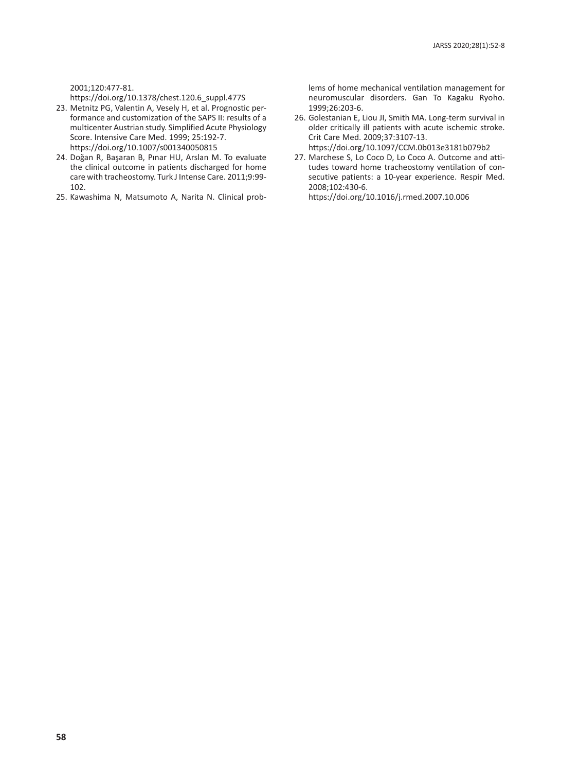2001;120:477-81.
https://doi.org/10.1378/chest.120.6_suppl.477S

23. Metnitz PG, Valentin A, Vesely H, et al. Prognostic performance and customization of the SAPS II: results of a multicenter Austrian study. Simplified Acute Physiology Score. Intensive Care Med. 1999; 25:192-7. https://doi.org/10.1007/s001340050815
24. Doğan R, Başaran B, Pınar HU, Arslan M. To evaluate the clinical outcome in patients discharged for home care with tracheostomy. Turk J Intense Care. 2011;9:99-102.
25. Kawashima N, Matsumoto A, Narita N. Clinical problems of home mechanical ventilation management for neuromuscular disorders. Gan To Kagaku Ryoho. 1999;26:203-6.
26. Golestanian E, Liou JI, Smith MA. Long-term survival in older critically ill patients with acute ischemic stroke. Crit Care Med. 2009;37:3107-13. https://doi.org/10.1097/CCM.0b013e3181b079b2
27. Marchese S, Lo Coco D, Lo Coco A. Outcome and attitudes toward home tracheostomy ventilation of consecutive patients: a 10-year experience. Respir Med. 2008;102:430-6. https://doi.org/10.1016/j.rmed.2007.10.006